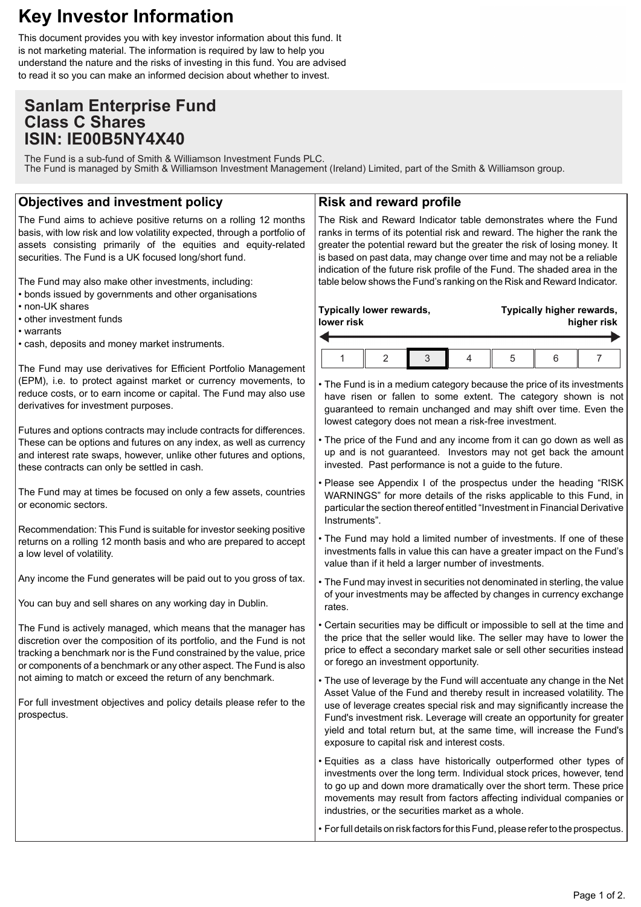# Key Investor Information

This document provides you with key investor information about this fund. It is not marketing material. The information is required by law to help you understand the nature and the risks of investing in this fund. You are advised to read it so you can make an informed decision about whether to invest.

## Sanlam Enterprise Fund
## Class C Shares
## ISIN: IE00B5NY4X40

The Fund is a sub-fund of Smith & Williamson Investment Funds PLC.
The Fund is managed by Smith & Williamson Investment Management (Ireland) Limited, part of the Smith & Williamson group.

## Objectives and investment policy

The Fund aims to achieve positive returns on a rolling 12 months basis, with low risk and low volatility expected, through a portfolio of assets consisting primarily of the equities and equity-related securities. The Fund is a UK focused long/short fund.

The Fund may also make other investments, including:
- bonds issued by governments and other organisations
- non-UK shares
- other investment funds
- warrants
- cash, deposits and money market instruments.

The Fund may use derivatives for Efficient Portfolio Management (EPM), i.e. to protect against market or currency movements, to reduce costs, or to earn income or capital. The Fund may also use derivatives for investment purposes.

Futures and options contracts may include contracts for differences. These can be options and futures on any index, as well as currency and interest rate swaps, however, unlike other futures and options, these contracts can only be settled in cash.

The Fund may at times be focused on only a few assets, countries or economic sectors.

Recommendation: This Fund is suitable for investor seeking positive returns on a rolling 12 month basis and who are prepared to accept a low level of volatility.

Any income the Fund generates will be paid out to you gross of tax.

You can buy and sell shares on any working day in Dublin.

The Fund is actively managed, which means that the manager has discretion over the composition of its portfolio, and the Fund is not tracking a benchmark nor is the Fund constrained by the value, price or components of a benchmark or any other aspect. The Fund is also not aiming to match or exceed the return of any benchmark.

For full investment objectives and policy details please refer to the prospectus.

## Risk and reward profile

The Risk and Reward Indicator table demonstrates where the Fund ranks in terms of its potential risk and reward. The higher the rank the greater the potential reward but the greater the risk of losing money. It is based on past data, may change over time and may not be a reliable indication of the future risk profile of the Fund. The shaded area in the table below shows the Fund's ranking on the Risk and Reward Indicator.

**Typically lower rewards, lower risk** — **Typically higher rewards, higher risk**

| 1 | 2 | **3** | 4 | 5 | 6 | 7 |
|---|---|---|---|---|---|---|

- The Fund is in a medium category because the price of its investments have risen or fallen to some extent. The category shown is not guaranteed to remain unchanged and may shift over time. Even the lowest category does not mean a risk-free investment.
- The price of the Fund and any income from it can go down as well as up and is not guaranteed. Investors may not get back the amount invested. Past performance is not a guide to the future.
- Please see Appendix I of the prospectus under the heading "RISK WARNINGS" for more details of the risks applicable to this Fund, in particular the section thereof entitled "Investment in Financial Derivative Instruments".
- The Fund may hold a limited number of investments. If one of these investments falls in value this can have a greater impact on the Fund's value than if it held a larger number of investments.
- The Fund may invest in securities not denominated in sterling, the value of your investments may be affected by changes in currency exchange rates.
- Certain securities may be difficult or impossible to sell at the time and the price that the seller would like. The seller may have to lower the price to effect a secondary market sale or sell other securities instead or forego an investment opportunity.
- The use of leverage by the Fund will accentuate any change in the Net Asset Value of the Fund and thereby result in increased volatility. The use of leverage creates special risk and may significantly increase the Fund's investment risk. Leverage will create an opportunity for greater yield and total return but, at the same time, will increase the Fund's exposure to capital risk and interest costs.
- Equities as a class have historically outperformed other types of investments over the long term. Individual stock prices, however, tend to go up and down more dramatically over the short term. These price movements may result from factors affecting individual companies or industries, or the securities market as a whole.
- For full details on risk factors for this Fund, please refer to the prospectus.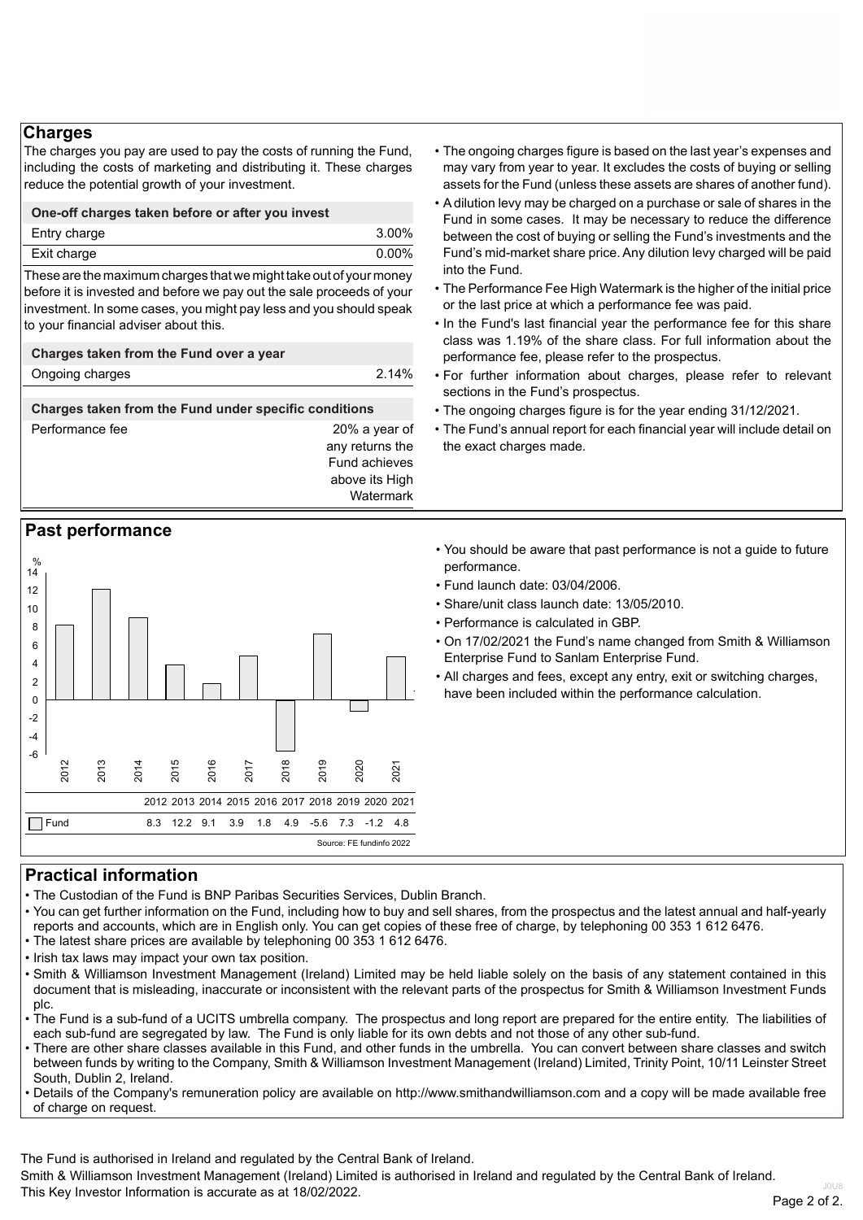## Charges

The charges you pay are used to pay the costs of running the Fund, including the costs of marketing and distributing it. These charges reduce the potential growth of your investment.

| One-off charges taken before or after you invest | |
|---|---|
| Entry charge | 3.00% |
| Exit charge | 0.00% |

These are the maximum charges that we might take out of your money before it is invested and before we pay out the sale proceeds of your investment. In some cases, you might pay less and you should speak to your financial adviser about this.

| Charges taken from the Fund over a year | |
|---|---|
| Ongoing charges | 2.14% |

| Charges taken from the Fund under specific conditions | |
|---|---|
| Performance fee | 20% a year of any returns the Fund achieves above its High Watermark |

- The ongoing charges figure is based on the last year's expenses and may vary from year to year. It excludes the costs of buying or selling assets for the Fund (unless these assets are shares of another fund).
- A dilution levy may be charged on a purchase or sale of shares in the Fund in some cases. It may be necessary to reduce the difference between the cost of buying or selling the Fund's investments and the Fund's mid-market share price. Any dilution levy charged will be paid into the Fund.
- The Performance Fee High Watermark is the higher of the initial price or the last price at which a performance fee was paid.
- In the Fund's last financial year the performance fee for this share class was 1.19% of the share class. For full information about the performance fee, please refer to the prospectus.
- For further information about charges, please refer to relevant sections in the Fund's prospectus.
- The ongoing charges figure is for the year ending 31/12/2021.
- The Fund's annual report for each financial year will include detail on the exact charges made.

## Past performance

%

14 12 10 8 6 4 2 0 -2 -4 -6

2012 2013 2014 2015 2016 2017 2018 2019 2020 2021

Fund 8.3 12.2 9.1 3.9 1.8 4.9 -5.6 7.3 -1.2 4.8

Source: FE fundinfo 2022

- You should be aware that past performance is not a guide to future performance.
- Fund launch date: 03/04/2006.
- Share/unit class launch date: 13/05/2010.
- Performance is calculated in GBP.
- On 17/02/2021 the Fund's name changed from Smith & Williamson Enterprise Fund to Sanlam Enterprise Fund.
- All charges and fees, except any entry, exit or switching charges, have been included within the performance calculation.

## Practical information

- The Custodian of the Fund is BNP Paribas Securities Services, Dublin Branch.
- You can get further information on the Fund, including how to buy and sell shares, from the prospectus and the latest annual and half-yearly reports and accounts, which are in English only. You can get copies of these free of charge, by telephoning 00 353 1 612 6476.
- The latest share prices are available by telephoning 00 353 1 612 6476.
- Irish tax laws may impact your own tax position.
- Smith & Williamson Investment Management (Ireland) Limited may be held liable solely on the basis of any statement contained in this document that is misleading, inaccurate or inconsistent with the relevant parts of the prospectus for Smith & Williamson Investment Funds plc.
- The Fund is a sub-fund of a UCITS umbrella company. The prospectus and long report are prepared for the entire entity. The liabilities of each sub-fund are segregated by law. The Fund is only liable for its own debts and not those of any other sub-fund.
- There are other share classes available in this Fund, and other funds in the umbrella. You can convert between share classes and switch between funds by writing to the Company, Smith & Williamson Investment Management (Ireland) Limited, Trinity Point, 10/11 Leinster Street South, Dublin 2, Ireland.
- Details of the Company's remuneration policy are available on http://www.smithandwilliamson.com and a copy will be made available free of charge on request.

The Fund is authorised in Ireland and regulated by the Central Bank of Ireland.
Smith & Williamson Investment Management (Ireland) Limited is authorised in Ireland and regulated by the Central Bank of Ireland.
This Key Investor Information is accurate as at 18/02/2022.